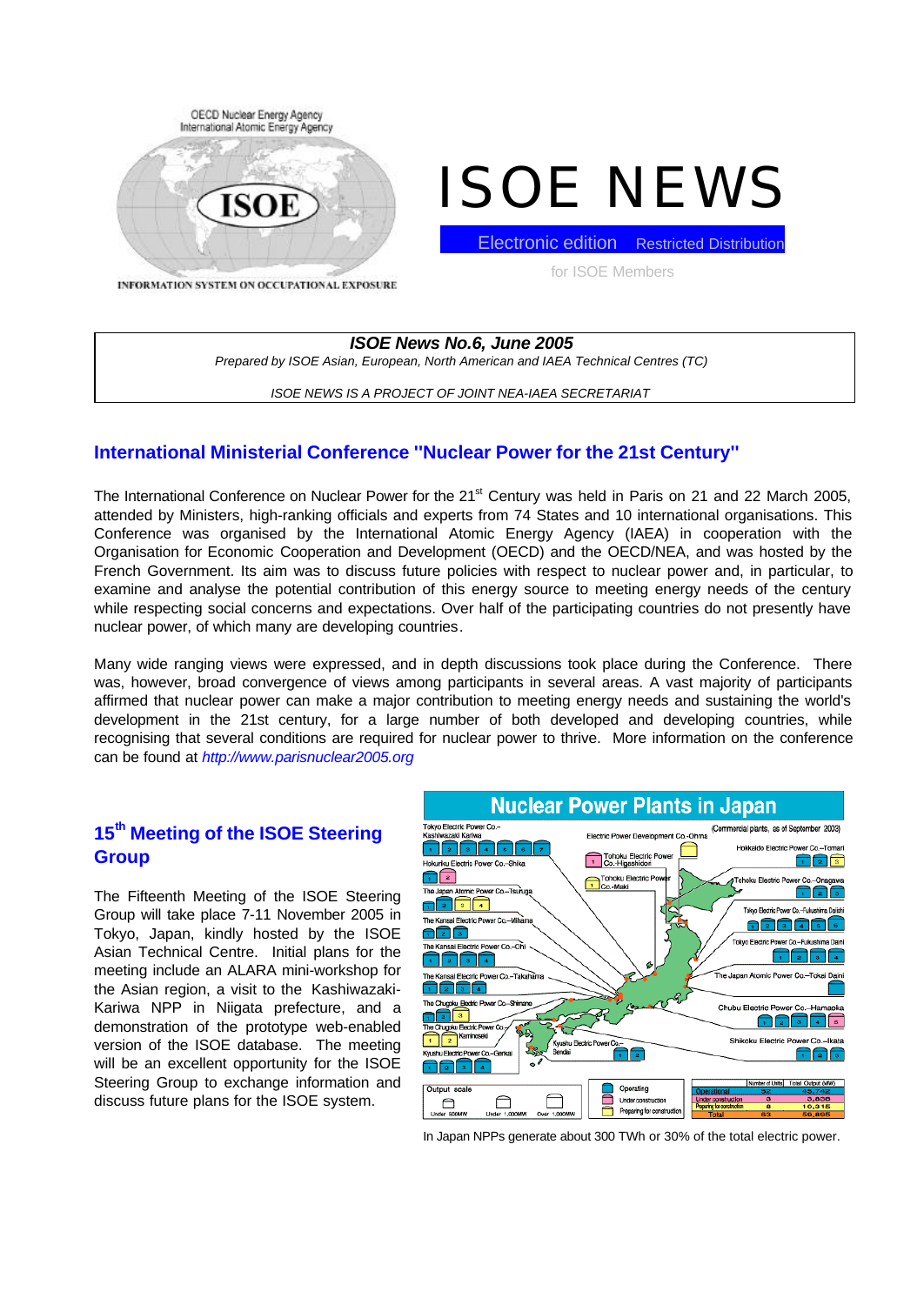OECD Nuclear Energy Agency
International Atomic Energy Agency

ISOE

INFORMATION SYSTEM ON OCCUPATIONAL EXPOSURE

# ISOE NEWS

Electronic edition Restricted Distribution

for ISOE Members

***ISOE News No.6, June 2005***

*Prepared by ISOE Asian, European, North American and IAEA Technical Centres (TC)*

*ISOE NEWS IS A PROJECT OF JOINT NEA-IAEA SECRETARIAT*

## International Ministerial Conference "Nuclear Power for the 21st Century"

The International Conference on Nuclear Power for the 21[st] Century was held in Paris on 21 and 22 March 2005, attended by Ministers, high-ranking officials and experts from 74 States and 10 international organisations. This Conference was organised by the International Atomic Energy Agency (IAEA) in cooperation with the Organisation for Economic Cooperation and Development (OECD) and the OECD/NEA, and was hosted by the French Government. Its aim was to discuss future policies with respect to nuclear power and, in particular, to examine and analyse the potential contribution of this energy source to meeting energy needs of the century while respecting social concerns and expectations. Over half of the participating countries do not presently have nuclear power, of which many are developing countries.

Many wide ranging views were expressed, and in depth discussions took place during the Conference. There was, however, broad convergence of views among participants in several areas. A vast majority of participants affirmed that nuclear power can make a major contribution to meeting energy needs and sustaining the world's development in the 21st century, for a large number of both developed and developing countries, while recognising that several conditions are required for nuclear power to thrive. More information on the conference can be found at *http://www.parisnuclear2005.org*

## 15[th] Meeting of the ISOE Steering Group

The Fifteenth Meeting of the ISOE Steering Group will take place 7-11 November 2005 in Tokyo, Japan, kindly hosted by the ISOE Asian Technical Centre. Initial plans for the meeting include an ALARA mini-workshop for the Asian region, a visit to the Kashiwazaki-Kariwa NPP in Niigata prefecture, and a demonstration of the prototype web-enabled version of the ISOE database. The meeting will be an excellent opportunity for the ISOE Steering Group to exchange information and discuss future plans for the ISOE system.

**Nuclear Power Plants in Japan**

(Commercial plants, as of September 2003)

| | Number of Units | Total Output (MW) |
|---|---|---|
| Operational | 52 | 45,742 |
| Under construction | 3 | 3,838 |
| Preparing for construction | 8 | 10,315 |
| Total | 63 | 59,895 |

In Japan NPPs generate about 300 TWh or 30% of the total electric power.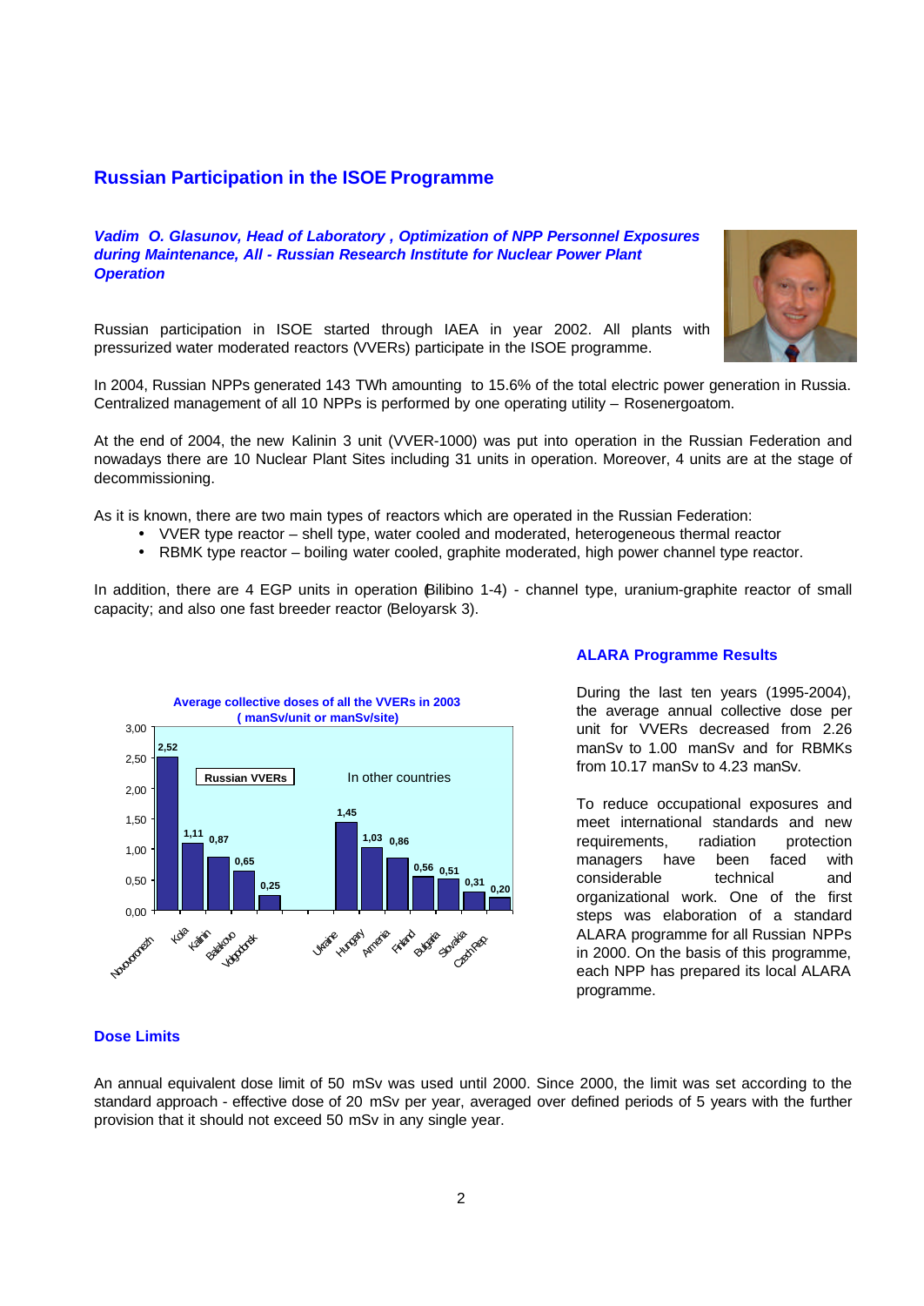# Russian Participation in the ISOE Programme

***Vadim O. Glasunov, Head of Laboratory , Optimization of NPP Personnel Exposures during Maintenance, All - Russian Research Institute for Nuclear Power Plant Operation***

Russian participation in ISOE started through IAEA in year 2002. All plants with pressurized water moderated reactors (VVERs) participate in the ISOE programme.

In 2004, Russian NPPs generated 143 TWh amounting to 15.6% of the total electric power generation in Russia. Centralized management of all 10 NPPs is performed by one operating utility – Rosenergoatom.

At the end of 2004, the new Kalinin 3 unit (VVER-1000) was put into operation in the Russian Federation and nowadays there are 10 Nuclear Plant Sites including 31 units in operation. Moreover, 4 units are at the stage of decommissioning.

As it is known, there are two main types of reactors which are operated in the Russian Federation:

- VVER type reactor – shell type, water cooled and moderated, heterogeneous thermal reactor
- RBMK type reactor – boiling water cooled, graphite moderated, high power channel type reactor.

In addition, there are 4 EGP units in operation (Bilibino 1-4) - channel type, uranium-graphite reactor of small capacity; and also one fast breeder reactor (Beloyarsk 3).

**Average collective doses of all the VVERs in 2003 ( manSv/unit or manSv/site)**

| Group | Plant / Country | Dose |
|---|---|---|
| Russian VVERs | Novovoronezh | 2,52 |
| | Kola | 1,11 |
| | Kalinin | 0,87 |
| | Balakovo | 0,65 |
| | Volgodonsk | 0,25 |
| In other countries | Ukraine | 1,45 |
| | Hungary | 1,03 |
| | Armenia | 0,86 |
| | Finland | 0,56 |
| | Bulgaria | 0,51 |
| | Slovakia | 0,31 |
| | Czech Rep. | 0,20 |

## ALARA Programme Results

During the last ten years (1995-2004), the average annual collective dose per unit for VVERs decreased from 2.26 manSv to 1.00 manSv and for RBMKs from 10.17 manSv to 4.23 manSv.

To reduce occupational exposures and meet international standards and new requirements, radiation protection managers have been faced with considerable technical and organizational work. One of the first steps was elaboration of a standard ALARA programme for all Russian NPPs in 2000. On the basis of this programme, each NPP has prepared its local ALARA programme.

## Dose Limits

An annual equivalent dose limit of 50 mSv was used until 2000. Since 2000, the limit was set according to the standard approach - effective dose of 20 mSv per year, averaged over defined periods of 5 years with the further provision that it should not exceed 50 mSv in any single year.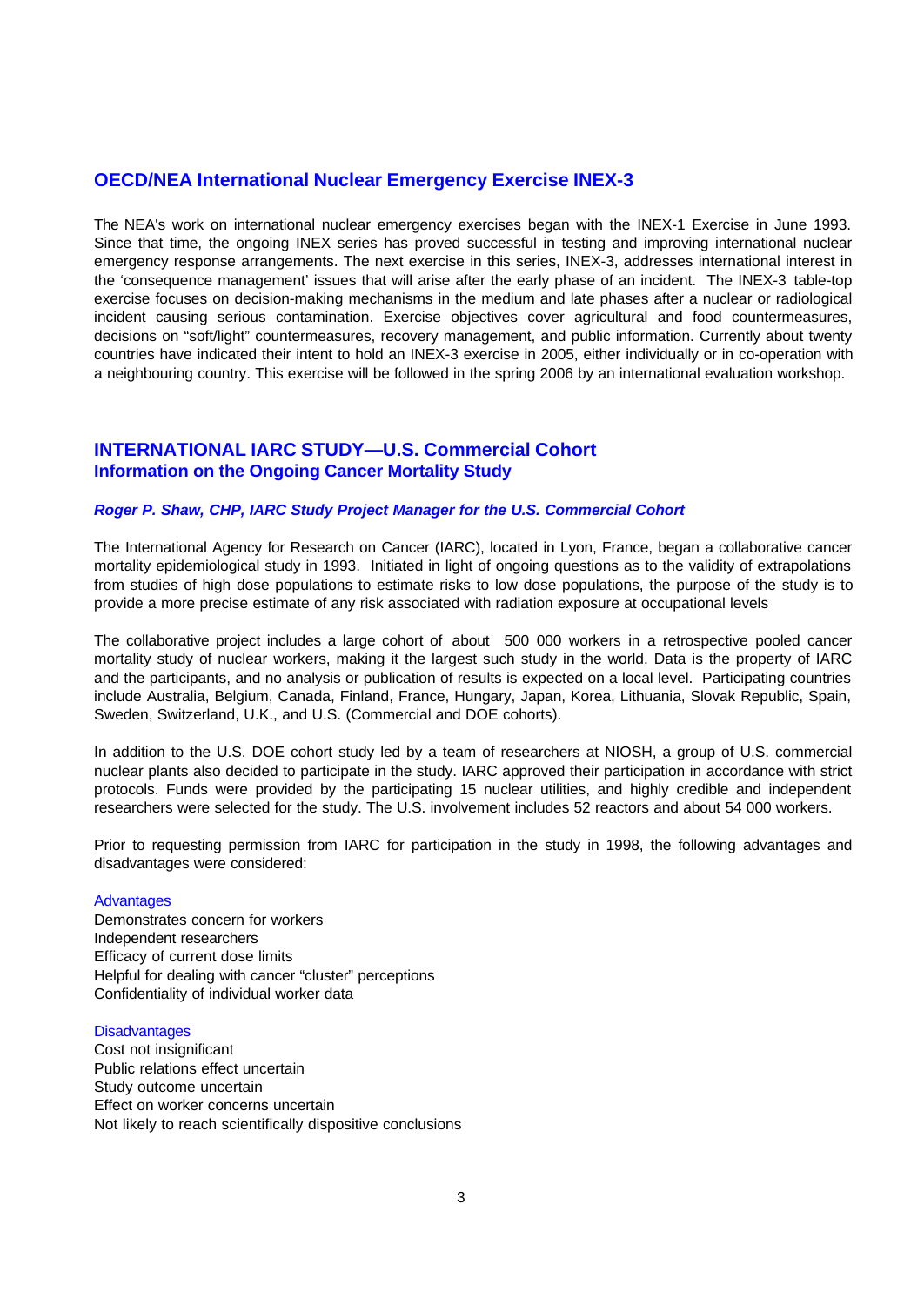## OECD/NEA International Nuclear Emergency Exercise INEX-3

The NEA's work on international nuclear emergency exercises began with the INEX-1 Exercise in June 1993. Since that time, the ongoing INEX series has proved successful in testing and improving international nuclear emergency response arrangements. The next exercise in this series, INEX-3, addresses international interest in the 'consequence management' issues that will arise after the early phase of an incident. The INEX-3 table-top exercise focuses on decision-making mechanisms in the medium and late phases after a nuclear or radiological incident causing serious contamination. Exercise objectives cover agricultural and food countermeasures, decisions on "soft/light" countermeasures, recovery management, and public information. Currently about twenty countries have indicated their intent to hold an INEX-3 exercise in 2005, either individually or in co-operation with a neighbouring country. This exercise will be followed in the spring 2006 by an international evaluation workshop.

## INTERNATIONAL IARC STUDY—U.S. Commercial Cohort
### Information on the Ongoing Cancer Mortality Study

***Roger P. Shaw, CHP, IARC Study Project Manager for the U.S. Commercial Cohort***

The International Agency for Research on Cancer (IARC), located in Lyon, France, began a collaborative cancer mortality epidemiological study in 1993. Initiated in light of ongoing questions as to the validity of extrapolations from studies of high dose populations to estimate risks to low dose populations, the purpose of the study is to provide a more precise estimate of any risk associated with radiation exposure at occupational levels

The collaborative project includes a large cohort of about 500 000 workers in a retrospective pooled cancer mortality study of nuclear workers, making it the largest such study in the world. Data is the property of IARC and the participants, and no analysis or publication of results is expected on a local level. Participating countries include Australia, Belgium, Canada, Finland, France, Hungary, Japan, Korea, Lithuania, Slovak Republic, Spain, Sweden, Switzerland, U.K., and U.S. (Commercial and DOE cohorts).

In addition to the U.S. DOE cohort study led by a team of researchers at NIOSH, a group of U.S. commercial nuclear plants also decided to participate in the study. IARC approved their participation in accordance with strict protocols. Funds were provided by the participating 15 nuclear utilities, and highly credible and independent researchers were selected for the study. The U.S. involvement includes 52 reactors and about 54 000 workers.

Prior to requesting permission from IARC for participation in the study in 1998, the following advantages and disadvantages were considered:

Advantages

- Demonstrates concern for workers
- Independent researchers
- Efficacy of current dose limits
- Helpful for dealing with cancer "cluster" perceptions
- Confidentiality of individual worker data

Disadvantages

- Cost not insignificant
- Public relations effect uncertain
- Study outcome uncertain
- Effect on worker concerns uncertain
- Not likely to reach scientifically dispositive conclusions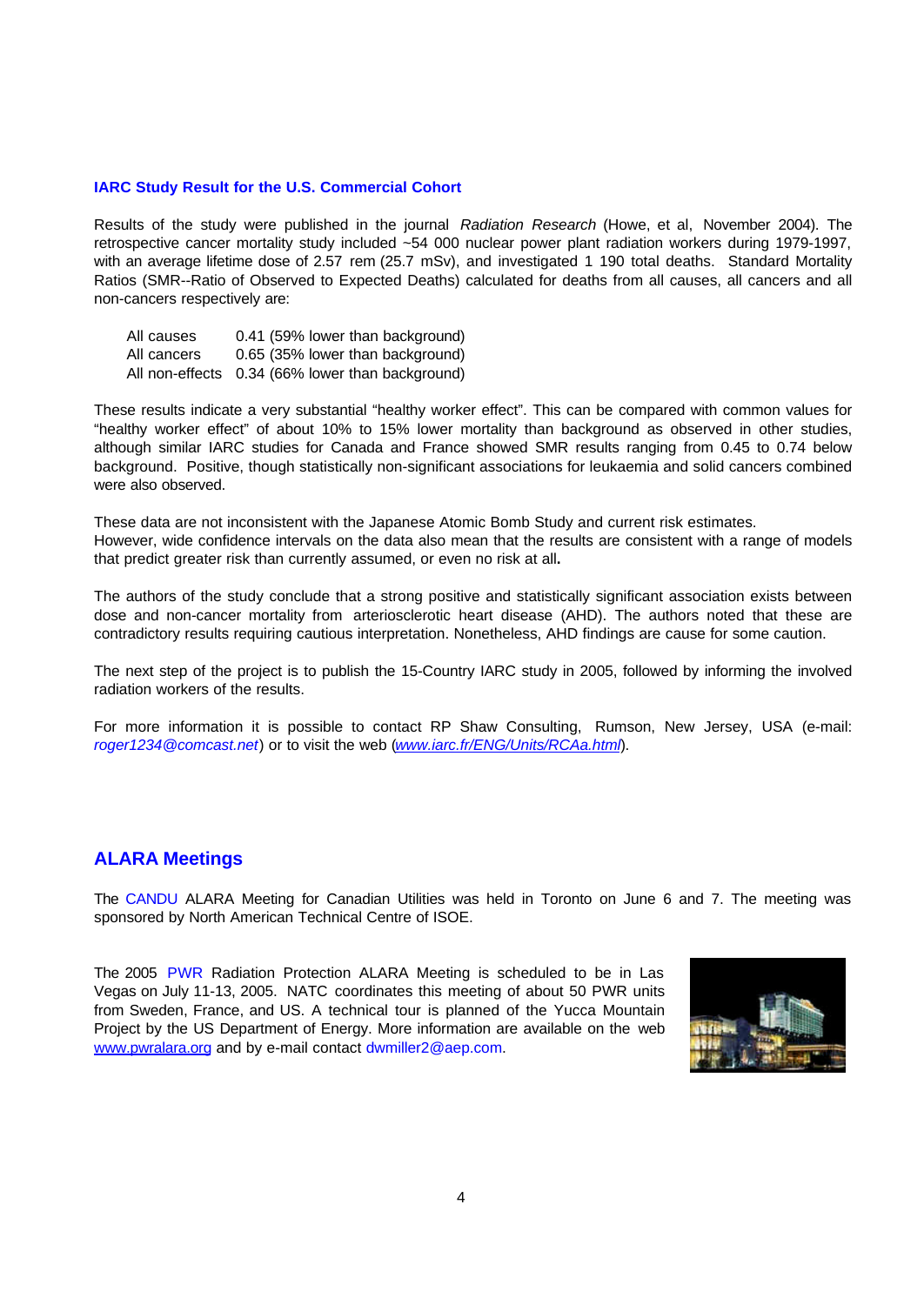### IARC Study Result for the U.S. Commercial Cohort

Results of the study were published in the journal *Radiation Research* (Howe, et al, November 2004). The retrospective cancer mortality study included ~54 000 nuclear power plant radiation workers during 1979-1997, with an average lifetime dose of 2.57 rem (25.7 mSv), and investigated 1 190 total deaths. Standard Mortality Ratios (SMR--Ratio of Observed to Expected Deaths) calculated for deaths from all causes, all cancers and all non-cancers respectively are:

| | |
|---|---|
| All causes | 0.41 (59% lower than background) |
| All cancers | 0.65 (35% lower than background) |
| All non-effects | 0.34 (66% lower than background) |

These results indicate a very substantial "healthy worker effect". This can be compared with common values for "healthy worker effect" of about 10% to 15% lower mortality than background as observed in other studies, although similar IARC studies for Canada and France showed SMR results ranging from 0.45 to 0.74 below background. Positive, though statistically non-significant associations for leukaemia and solid cancers combined were also observed.

These data are not inconsistent with the Japanese Atomic Bomb Study and current risk estimates.
However, wide confidence intervals on the data also mean that the results are consistent with a range of models that predict greater risk than currently assumed, or even no risk at all**.**

The authors of the study conclude that a strong positive and statistically significant association exists between dose and non-cancer mortality from arteriosclerotic heart disease (AHD). The authors noted that these are contradictory results requiring cautious interpretation. Nonetheless, AHD findings are cause for some caution.

The next step of the project is to publish the 15-Country IARC study in 2005, followed by informing the involved radiation workers of the results.

For more information it is possible to contact RP Shaw Consulting, Rumson, New Jersey, USA (e-mail: *roger1234@comcast.net*) or to visit the web (*www.iarc.fr/ENG/Units/RCAa.html*).

## ALARA Meetings

The CANDU ALARA Meeting for Canadian Utilities was held in Toronto on June 6 and 7. The meeting was sponsored by North American Technical Centre of ISOE.

The 2005 PWR Radiation Protection ALARA Meeting is scheduled to be in Las Vegas on July 11-13, 2005. NATC coordinates this meeting of about 50 PWR units from Sweden, France, and US. A technical tour is planned of the Yucca Mountain Project by the US Department of Energy. More information are available on the web www.pwralara.org and by e-mail contact dwmiller2@aep.com.